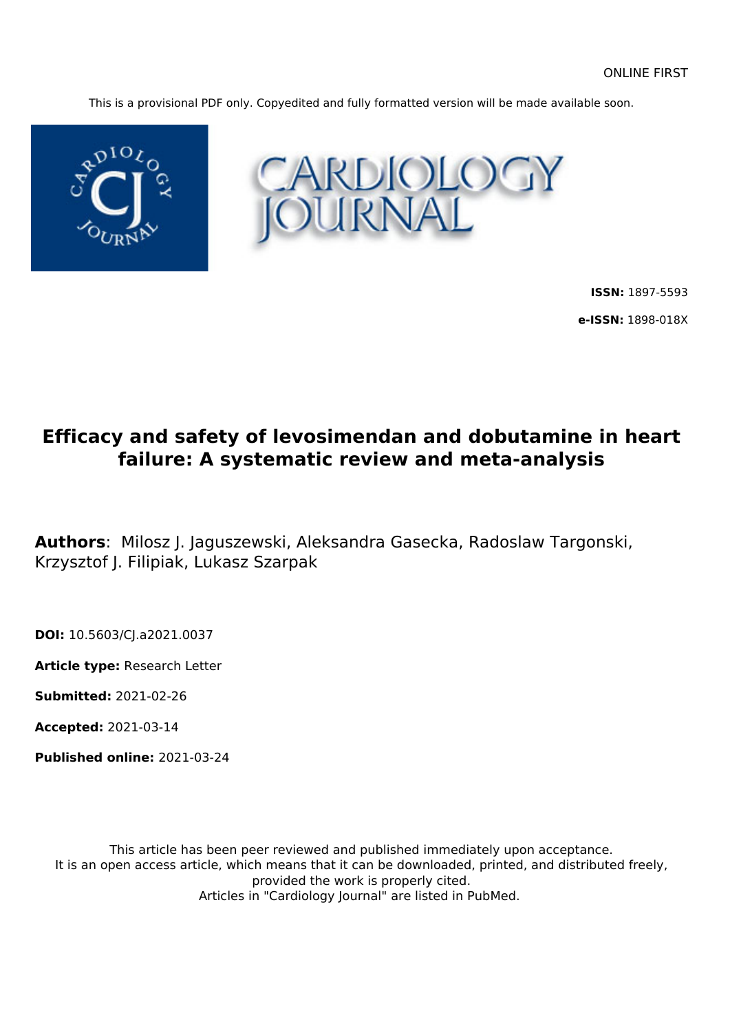ONLINE FIRST

This is a provisional PDF only. Copyedited and fully formatted version will be made available soon.

CARDIOLOGY JOURNAL

**ISSN:** 1897-5593

**e-ISSN:** 1898-018X

# Efficacy and safety of levosimendan and dobutamine in heart failure: A systematic review and meta-analysis

**Authors**: Milosz J. Jaguszewski, Aleksandra Gasecka, Radoslaw Targonski, Krzysztof J. Filipiak, Lukasz Szarpak

**DOI:** 10.5603/CJ.a2021.0037

**Article type:** Research Letter

**Submitted:** 2021-02-26

**Accepted:** 2021-03-14

**Published online:** 2021-03-24

This article has been peer reviewed and published immediately upon acceptance.
It is an open access article, which means that it can be downloaded, printed, and distributed freely, provided the work is properly cited.
Articles in "Cardiology Journal" are listed in PubMed.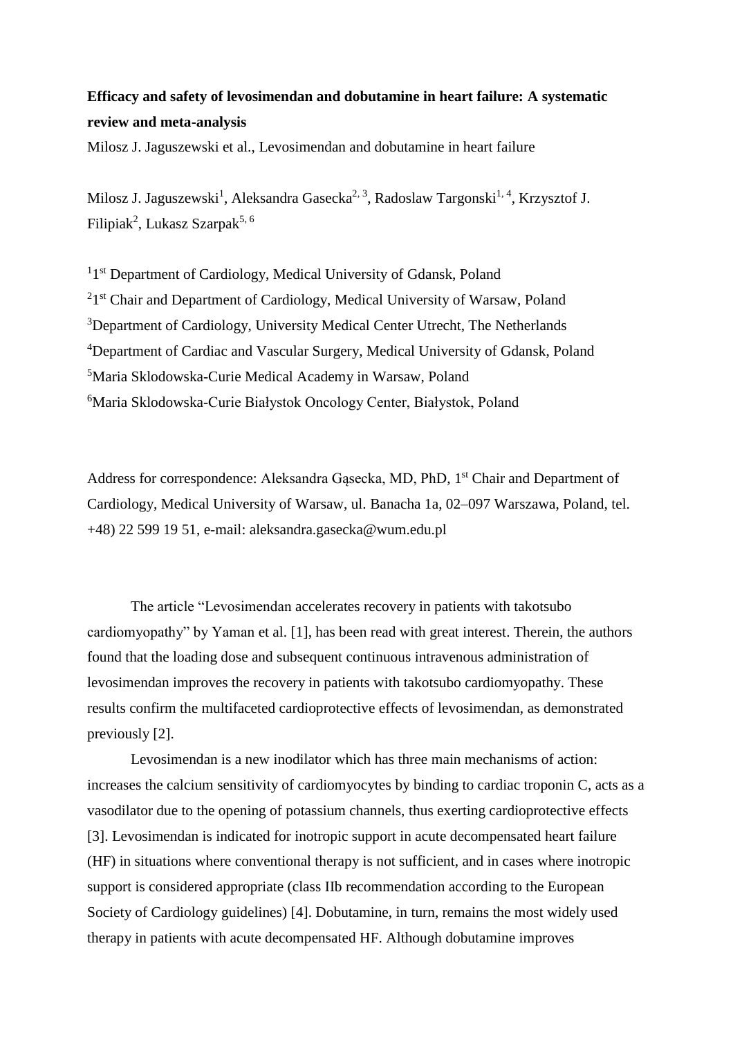**Efficacy and safety of levosimendan and dobutamine in heart failure: A systematic review and meta-analysis**

Milosz J. Jaguszewski et al., Levosimendan and dobutamine in heart failure

Milosz J. Jaguszewski[1], Aleksandra Gasecka[2, 3], Radoslaw Targonski[1, 4], Krzysztof J. Filipiak[2], Lukasz Szarpak[5, 6]

[1]1st Department of Cardiology, Medical University of Gdansk, Poland

[2]1st Chair and Department of Cardiology, Medical University of Warsaw, Poland

[3]Department of Cardiology, University Medical Center Utrecht, The Netherlands

[4]Department of Cardiac and Vascular Surgery, Medical University of Gdansk, Poland

[5]Maria Sklodowska-Curie Medical Academy in Warsaw, Poland

[6]Maria Sklodowska-Curie Białystok Oncology Center, Białystok, Poland

Address for correspondence: Aleksandra Gąsecka, MD, PhD, 1st Chair and Department of Cardiology, Medical University of Warsaw, ul. Banacha 1a, 02–097 Warszawa, Poland, tel. +48) 22 599 19 51, e-mail: aleksandra.gasecka@wum.edu.pl

The article "Levosimendan accelerates recovery in patients with takotsubo cardiomyopathy" by Yaman et al. [1], has been read with great interest. Therein, the authors found that the loading dose and subsequent continuous intravenous administration of levosimendan improves the recovery in patients with takotsubo cardiomyopathy. These results confirm the multifaceted cardioprotective effects of levosimendan, as demonstrated previously [2].

Levosimendan is a new inodilator which has three main mechanisms of action: increases the calcium sensitivity of cardiomyocytes by binding to cardiac troponin C, acts as a vasodilator due to the opening of potassium channels, thus exerting cardioprotective effects [3]. Levosimendan is indicated for inotropic support in acute decompensated heart failure (HF) in situations where conventional therapy is not sufficient, and in cases where inotropic support is considered appropriate (class IIb recommendation according to the European Society of Cardiology guidelines) [4]. Dobutamine, in turn, remains the most widely used therapy in patients with acute decompensated HF. Although dobutamine improves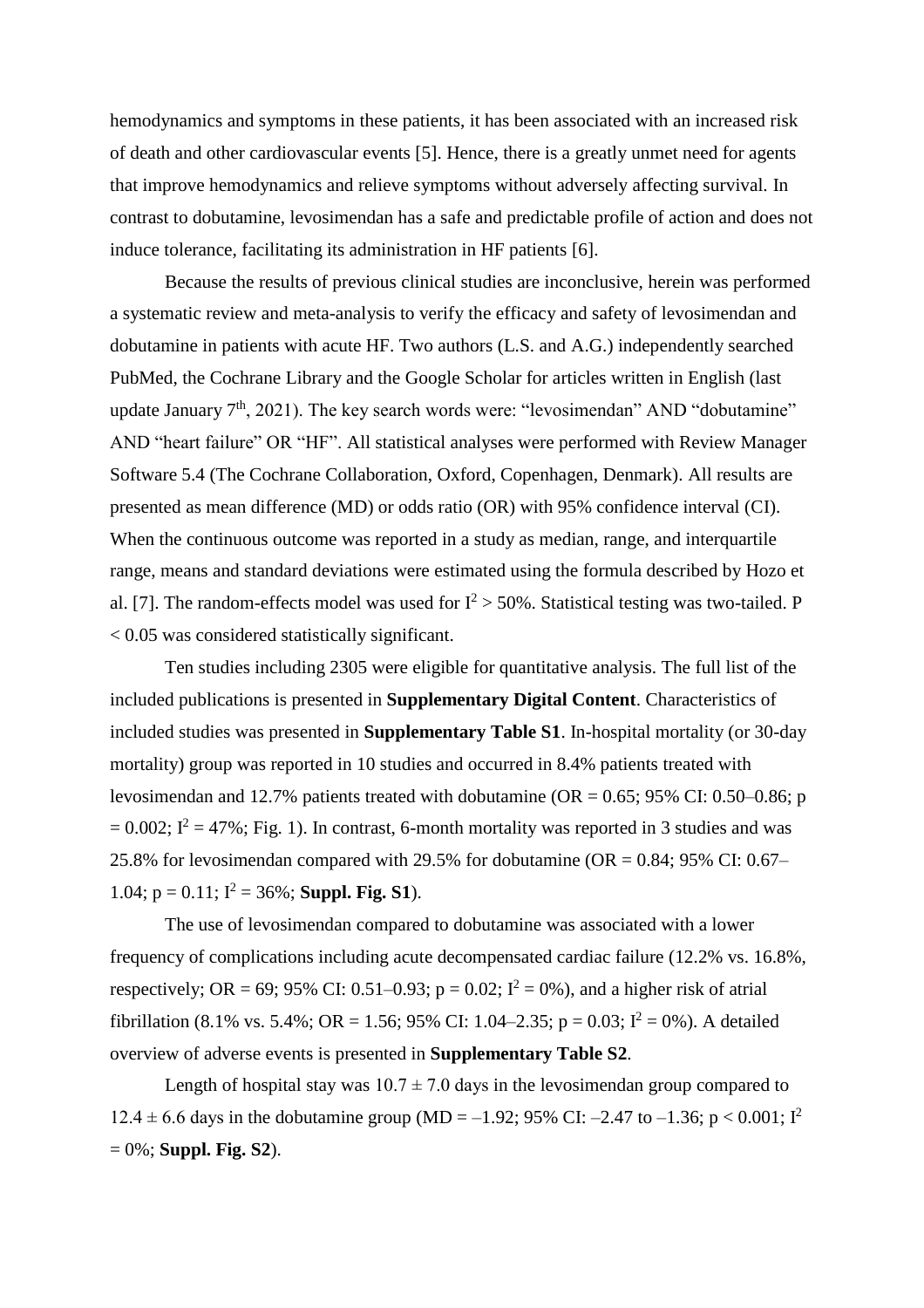hemodynamics and symptoms in these patients, it has been associated with an increased risk of death and other cardiovascular events [5]. Hence, there is a greatly unmet need for agents that improve hemodynamics and relieve symptoms without adversely affecting survival. In contrast to dobutamine, levosimendan has a safe and predictable profile of action and does not induce tolerance, facilitating its administration in HF patients [6].

Because the results of previous clinical studies are inconclusive, herein was performed a systematic review and meta-analysis to verify the efficacy and safety of levosimendan and dobutamine in patients with acute HF. Two authors (L.S. and A.G.) independently searched PubMed, the Cochrane Library and the Google Scholar for articles written in English (last update January 7th, 2021). The key search words were: "levosimendan" AND "dobutamine" AND "heart failure" OR "HF". All statistical analyses were performed with Review Manager Software 5.4 (The Cochrane Collaboration, Oxford, Copenhagen, Denmark). All results are presented as mean difference (MD) or odds ratio (OR) with 95% confidence interval (CI). When the continuous outcome was reported in a study as median, range, and interquartile range, means and standard deviations were estimated using the formula described by Hozo et al. [7]. The random-effects model was used for $I^2 > 50\%$. Statistical testing was two-tailed. $P < 0.05$ was considered statistically significant.

Ten studies including 2305 were eligible for quantitative analysis. The full list of the included publications is presented in **Supplementary Digital Content**. Characteristics of included studies was presented in **Supplementary Table S1**. In-hospital mortality (or 30-day mortality) group was reported in 10 studies and occurred in 8.4% patients treated with levosimendan and 12.7% patients treated with dobutamine (OR = 0.65; 95% CI: 0.50–0.86; $p = 0.002$; $I^2 = 47\%$; Fig. 1). In contrast, 6-month mortality was reported in 3 studies and was 25.8% for levosimendan compared with 29.5% for dobutamine (OR = 0.84; 95% CI: 0.67–1.04; $p = 0.11$; $I^2 = 36\%$; **Suppl. Fig. S1**).

The use of levosimendan compared to dobutamine was associated with a lower frequency of complications including acute decompensated cardiac failure (12.2% vs. 16.8%, respectively; OR = 69; 95% CI: 0.51–0.93; $p = 0.02$; $I^2 = 0\%$), and a higher risk of atrial fibrillation (8.1% vs. 5.4%; OR = 1.56; 95% CI: 1.04–2.35; $p = 0.03$; $I^2 = 0\%$). A detailed overview of adverse events is presented in **Supplementary Table S2**.

Length of hospital stay was $10.7 \pm 7.0$ days in the levosimendan group compared to $12.4 \pm 6.6$ days in the dobutamine group (MD = –1.92; 95% CI: –2.47 to –1.36; $p < 0.001$; $I^2 = 0\%$; **Suppl. Fig. S2**).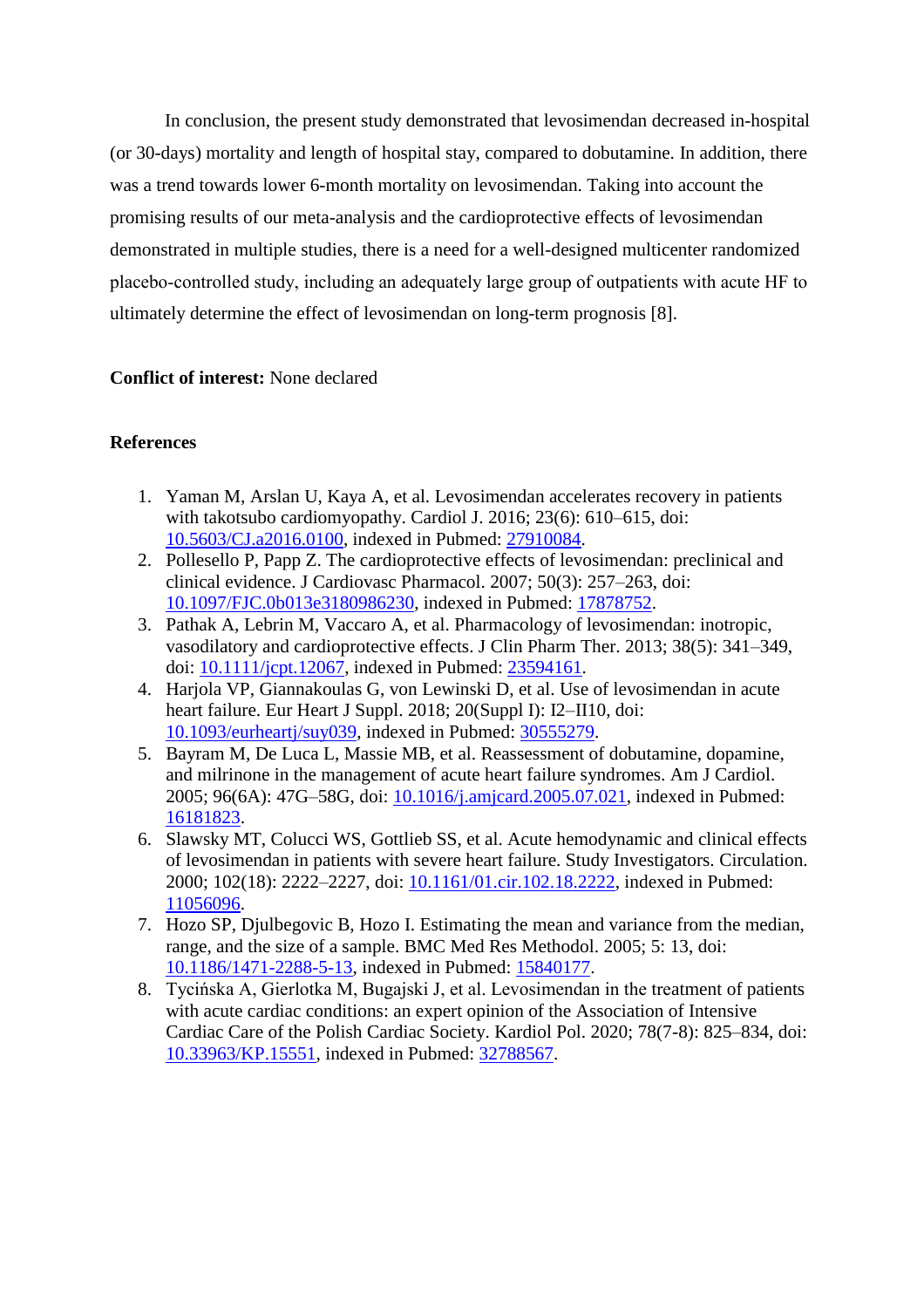In conclusion, the present study demonstrated that levosimendan decreased in-hospital (or 30-days) mortality and length of hospital stay, compared to dobutamine. In addition, there was a trend towards lower 6-month mortality on levosimendan. Taking into account the promising results of our meta-analysis and the cardioprotective effects of levosimendan demonstrated in multiple studies, there is a need for a well-designed multicenter randomized placebo-controlled study, including an adequately large group of outpatients with acute HF to ultimately determine the effect of levosimendan on long-term prognosis [8].

**Conflict of interest:** None declared

**References**

1. Yaman M, Arslan U, Kaya A, et al. Levosimendan accelerates recovery in patients with takotsubo cardiomyopathy. Cardiol J. 2016; 23(6): 610–615, doi: 10.5603/CJ.a2016.0100, indexed in Pubmed: 27910084.
2. Pollesello P, Papp Z. The cardioprotective effects of levosimendan: preclinical and clinical evidence. J Cardiovasc Pharmacol. 2007; 50(3): 257–263, doi: 10.1097/FJC.0b013e3180986230, indexed in Pubmed: 17878752.
3. Pathak A, Lebrin M, Vaccaro A, et al. Pharmacology of levosimendan: inotropic, vasodilatory and cardioprotective effects. J Clin Pharm Ther. 2013; 38(5): 341–349, doi: 10.1111/jcpt.12067, indexed in Pubmed: 23594161.
4. Harjola VP, Giannakoulas G, von Lewinski D, et al. Use of levosimendan in acute heart failure. Eur Heart J Suppl. 2018; 20(Suppl I): I2–II10, doi: 10.1093/eurheartj/suy039, indexed in Pubmed: 30555279.
5. Bayram M, De Luca L, Massie MB, et al. Reassessment of dobutamine, dopamine, and milrinone in the management of acute heart failure syndromes. Am J Cardiol. 2005; 96(6A): 47G–58G, doi: 10.1016/j.amjcard.2005.07.021, indexed in Pubmed: 16181823.
6. Slawsky MT, Colucci WS, Gottlieb SS, et al. Acute hemodynamic and clinical effects of levosimendan in patients with severe heart failure. Study Investigators. Circulation. 2000; 102(18): 2222–2227, doi: 10.1161/01.cir.102.18.2222, indexed in Pubmed: 11056096.
7. Hozo SP, Djulbegovic B, Hozo I. Estimating the mean and variance from the median, range, and the size of a sample. BMC Med Res Methodol. 2005; 5: 13, doi: 10.1186/1471-2288-5-13, indexed in Pubmed: 15840177.
8. Tycińska A, Gierlotka M, Bugajski J, et al. Levosimendan in the treatment of patients with acute cardiac conditions: an expert opinion of the Association of Intensive Cardiac Care of the Polish Cardiac Society. Kardiol Pol. 2020; 78(7-8): 825–834, doi: 10.33963/KP.15551, indexed in Pubmed: 32788567.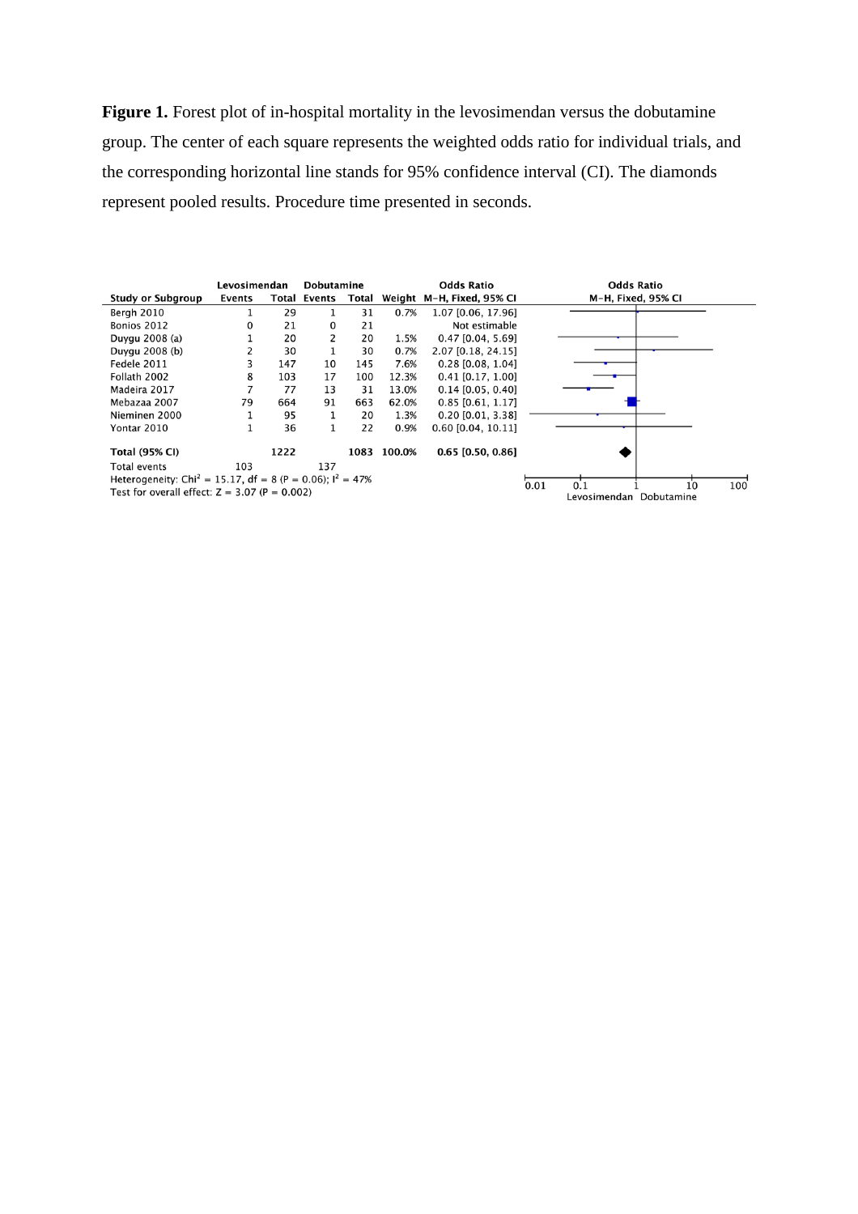**Figure 1.** Forest plot of in-hospital mortality in the levosimendan versus the dobutamine group. The center of each square represents the weighted odds ratio for individual trials, and the corresponding horizontal line stands for 95% confidence interval (CI). The diamonds represent pooled results. Procedure time presented in seconds.

| Study or Subgroup | Levosimendan Events | Levosimendan Total | Dobutamine Events | Dobutamine Total | Weight | Odds Ratio M-H, Fixed, 95% CI |
|---|---|---|---|---|---|---|
| Bergh 2010 | 1 | 29 | 1 | 31 | 0.7% | 1.07 [0.06, 17.96] |
| Bonios 2012 | 0 | 21 | 0 | 21 | | Not estimable |
| Duygu 2008 (a) | 1 | 20 | 2 | 20 | 1.5% | 0.47 [0.04, 5.69] |
| Duygu 2008 (b) | 2 | 30 | 1 | 30 | 0.7% | 2.07 [0.18, 24.15] |
| Fedele 2011 | 3 | 147 | 10 | 145 | 7.6% | 0.28 [0.08, 1.04] |
| Follath 2002 | 8 | 103 | 17 | 100 | 12.3% | 0.41 [0.17, 1.00] |
| Madeira 2017 | 7 | 77 | 13 | 31 | 13.0% | 0.14 [0.05, 0.40] |
| Mebazaa 2007 | 79 | 664 | 91 | 663 | 62.0% | 0.85 [0.61, 1.17] |
| Nieminen 2000 | 1 | 95 | 1 | 20 | 1.3% | 0.20 [0.01, 3.38] |
| Yontar 2010 | 1 | 36 | 1 | 22 | 0.9% | 0.60 [0.04, 10.11] |
| **Total (95% CI)** | | **1222** | | **1083** | **100.0%** | **0.65 [0.50, 0.86]** |
| Total events | 103 | | 137 | | | |

Heterogeneity: $Chi^2 = 15.17$, df = 8 (P = 0.06); $I^2 = 47\%$

Test for overall effect: Z = 3.07 (P = 0.002)

Odds Ratio
M-H, Fixed, 95% CI

0.01 0.1 1 10 100

Levosimendan Dobutamine